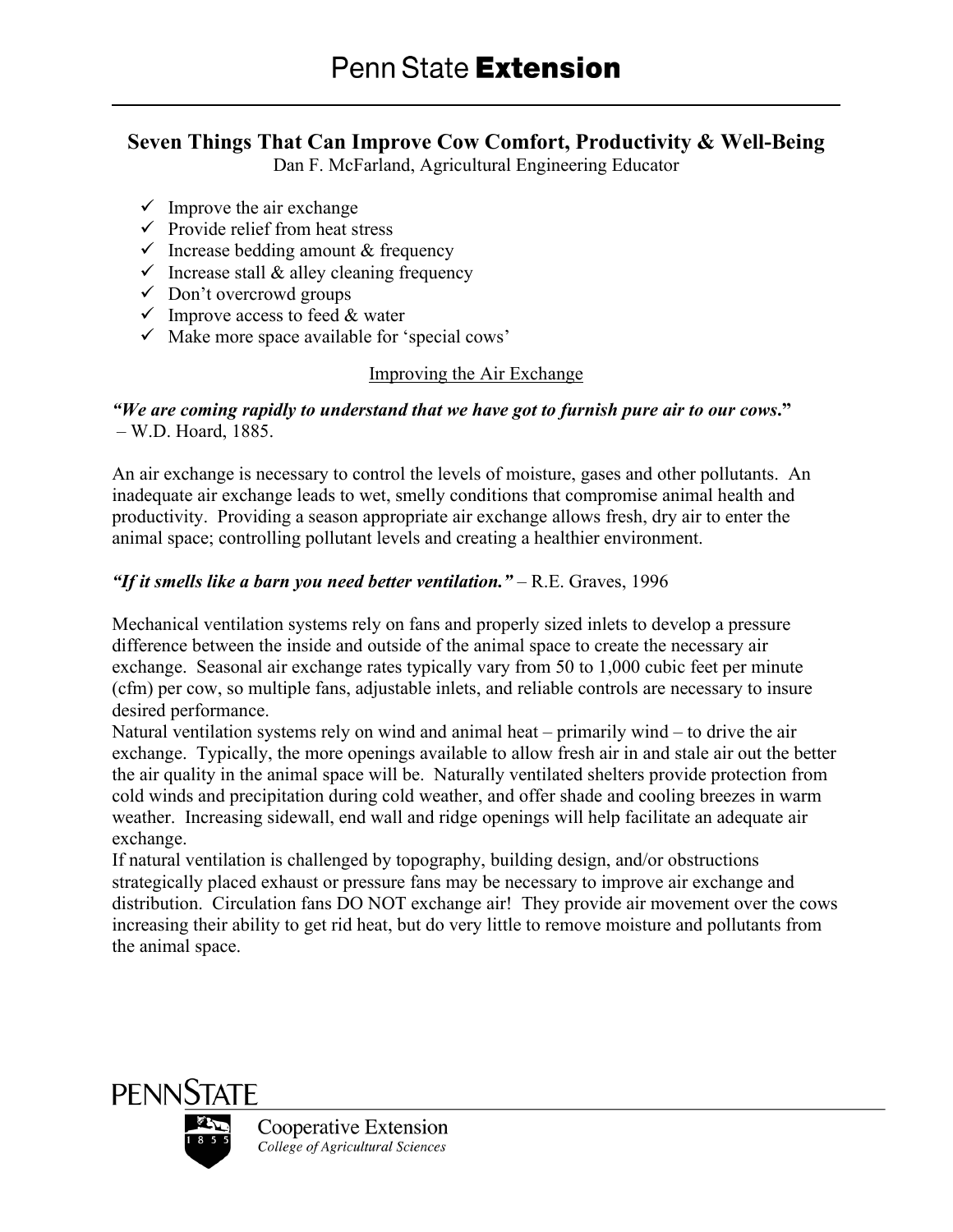# Seven Things That Can Improve Cow Comfort, Productivity & Well-Being

Dan F. McFarland, Agricultural Engineering Educator

- ✓ Improve the air exchange
- ✓ Provide relief from heat stress
- ✓ Increase bedding amount & frequency
- ✓ Increase stall & alley cleaning frequency
- ✓ Don't overcrowd groups
- ✓ Improve access to feed & water
- ✓ Make more space available for 'special cows'

## Improving the Air Exchange

***"We are coming rapidly to understand that we have got to furnish pure air to our cows."***
– W.D. Hoard, 1885.

An air exchange is necessary to control the levels of moisture, gases and other pollutants. An inadequate air exchange leads to wet, smelly conditions that compromise animal health and productivity. Providing a season appropriate air exchange allows fresh, dry air to enter the animal space; controlling pollutant levels and creating a healthier environment.

***"If it smells like a barn you need better ventilation."*** – R.E. Graves, 1996

Mechanical ventilation systems rely on fans and properly sized inlets to develop a pressure difference between the inside and outside of the animal space to create the necessary air exchange. Seasonal air exchange rates typically vary from 50 to 1,000 cubic feet per minute (cfm) per cow, so multiple fans, adjustable inlets, and reliable controls are necessary to insure desired performance.

Natural ventilation systems rely on wind and animal heat – primarily wind – to drive the air exchange. Typically, the more openings available to allow fresh air in and stale air out the better the air quality in the animal space will be. Naturally ventilated shelters provide protection from cold winds and precipitation during cold weather, and offer shade and cooling breezes in warm weather. Increasing sidewall, end wall and ridge openings will help facilitate an adequate air exchange.

If natural ventilation is challenged by topography, building design, and/or obstructions strategically placed exhaust or pressure fans may be necessary to improve air exchange and distribution. Circulation fans DO NOT exchange air! They provide air movement over the cows increasing their ability to get rid heat, but do very little to remove moisture and pollutants from the animal space.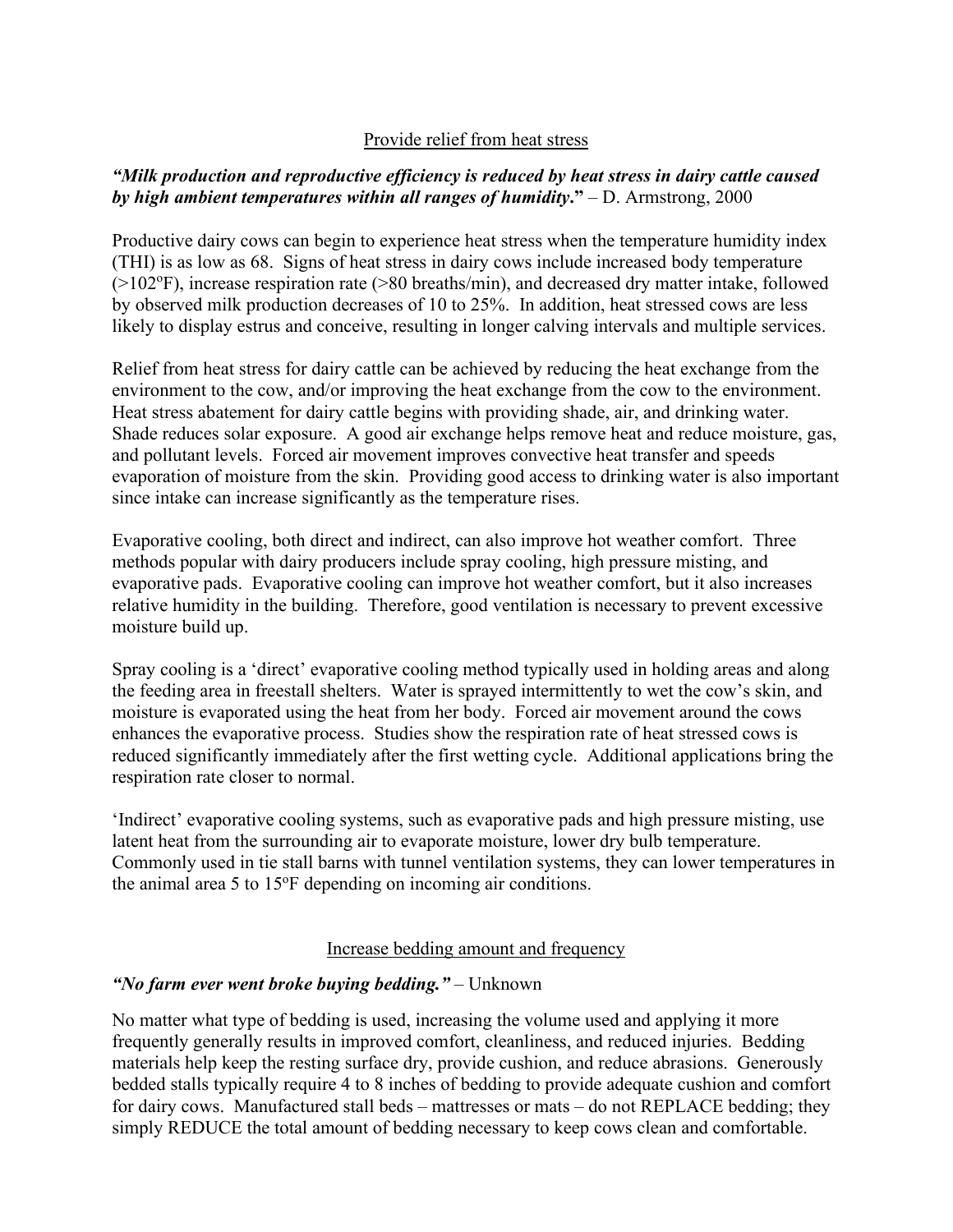## Provide relief from heat stress

***"Milk production and reproductive efficiency is reduced by heat stress in dairy cattle caused by high ambient temperatures within all ranges of humidity."*** – D. Armstrong, 2000

Productive dairy cows can begin to experience heat stress when the temperature humidity index (THI) is as low as 68. Signs of heat stress in dairy cows include increased body temperature (>102°F), increase respiration rate (>80 breaths/min), and decreased dry matter intake, followed by observed milk production decreases of 10 to 25%. In addition, heat stressed cows are less likely to display estrus and conceive, resulting in longer calving intervals and multiple services.

Relief from heat stress for dairy cattle can be achieved by reducing the heat exchange from the environment to the cow, and/or improving the heat exchange from the cow to the environment. Heat stress abatement for dairy cattle begins with providing shade, air, and drinking water. Shade reduces solar exposure. A good air exchange helps remove heat and reduce moisture, gas, and pollutant levels. Forced air movement improves convective heat transfer and speeds evaporation of moisture from the skin. Providing good access to drinking water is also important since intake can increase significantly as the temperature rises.

Evaporative cooling, both direct and indirect, can also improve hot weather comfort. Three methods popular with dairy producers include spray cooling, high pressure misting, and evaporative pads. Evaporative cooling can improve hot weather comfort, but it also increases relative humidity in the building. Therefore, good ventilation is necessary to prevent excessive moisture build up.

Spray cooling is a 'direct' evaporative cooling method typically used in holding areas and along the feeding area in freestall shelters. Water is sprayed intermittently to wet the cow's skin, and moisture is evaporated using the heat from her body. Forced air movement around the cows enhances the evaporative process. Studies show the respiration rate of heat stressed cows is reduced significantly immediately after the first wetting cycle. Additional applications bring the respiration rate closer to normal.

'Indirect' evaporative cooling systems, such as evaporative pads and high pressure misting, use latent heat from the surrounding air to evaporate moisture, lower dry bulb temperature. Commonly used in tie stall barns with tunnel ventilation systems, they can lower temperatures in the animal area 5 to 15°F depending on incoming air conditions.

## Increase bedding amount and frequency

***"No farm ever went broke buying bedding."*** – Unknown

No matter what type of bedding is used, increasing the volume used and applying it more frequently generally results in improved comfort, cleanliness, and reduced injuries. Bedding materials help keep the resting surface dry, provide cushion, and reduce abrasions. Generously bedded stalls typically require 4 to 8 inches of bedding to provide adequate cushion and comfort for dairy cows. Manufactured stall beds – mattresses or mats – do not REPLACE bedding; they simply REDUCE the total amount of bedding necessary to keep cows clean and comfortable.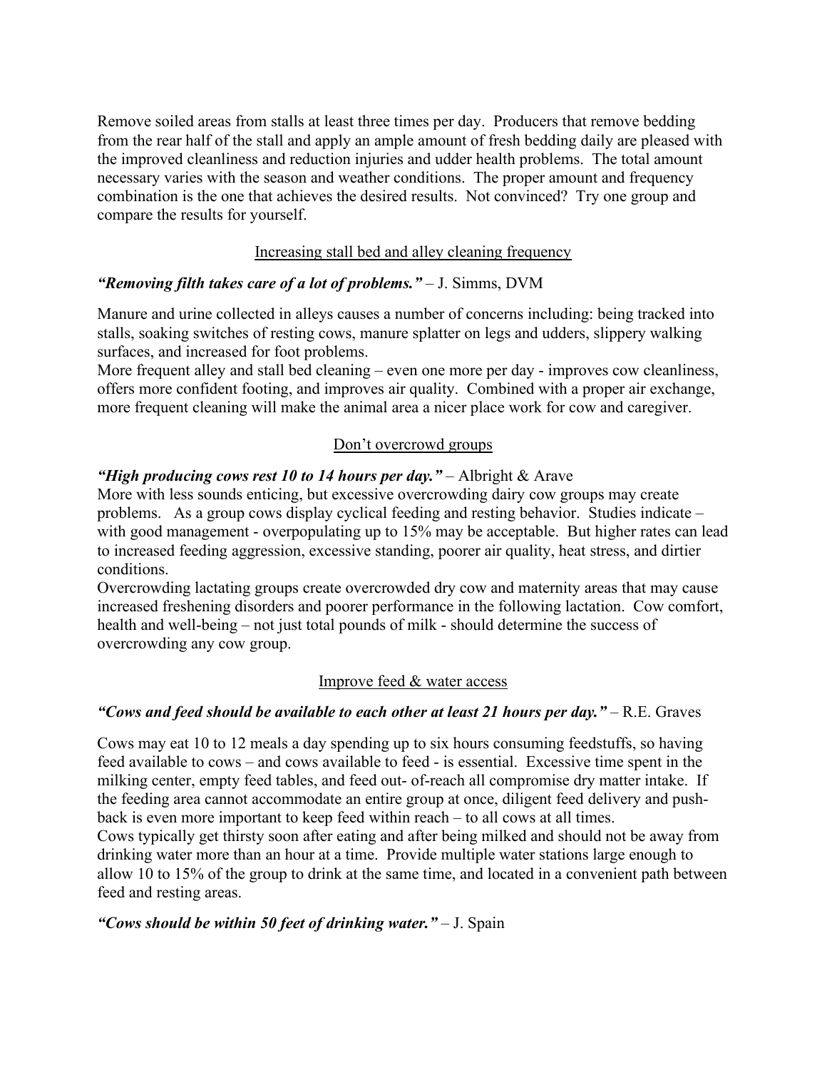Remove soiled areas from stalls at least three times per day. Producers that remove bedding from the rear half of the stall and apply an ample amount of fresh bedding daily are pleased with the improved cleanliness and reduction injuries and udder health problems. The total amount necessary varies with the season and weather conditions. The proper amount and frequency combination is the one that achieves the desired results. Not convinced? Try one group and compare the results for yourself.

## Increasing stall bed and alley cleaning frequency

***"Removing filth takes care of a lot of problems."*** – J. Simms, DVM

Manure and urine collected in alleys causes a number of concerns including: being tracked into stalls, soaking switches of resting cows, manure splatter on legs and udders, slippery walking surfaces, and increased for foot problems.

More frequent alley and stall bed cleaning – even one more per day - improves cow cleanliness, offers more confident footing, and improves air quality. Combined with a proper air exchange, more frequent cleaning will make the animal area a nicer place work for cow and caregiver.

## Don't overcrowd groups

***"High producing cows rest 10 to 14 hours per day."*** – Albright & Arave

More with less sounds enticing, but excessive overcrowding dairy cow groups may create problems. As a group cows display cyclical feeding and resting behavior. Studies indicate – with good management - overpopulating up to 15% may be acceptable. But higher rates can lead to increased feeding aggression, excessive standing, poorer air quality, heat stress, and dirtier conditions.

Overcrowding lactating groups create overcrowded dry cow and maternity areas that may cause increased freshening disorders and poorer performance in the following lactation. Cow comfort, health and well-being – not just total pounds of milk - should determine the success of overcrowding any cow group.

## Improve feed & water access

***"Cows and feed should be available to each other at least 21 hours per day."*** – R.E. Graves

Cows may eat 10 to 12 meals a day spending up to six hours consuming feedstuffs, so having feed available to cows – and cows available to feed - is essential. Excessive time spent in the milking center, empty feed tables, and feed out- of-reach all compromise dry matter intake. If the feeding area cannot accommodate an entire group at once, diligent feed delivery and push-back is even more important to keep feed within reach – to all cows at all times.

Cows typically get thirsty soon after eating and after being milked and should not be away from drinking water more than an hour at a time. Provide multiple water stations large enough to allow 10 to 15% of the group to drink at the same time, and located in a convenient path between feed and resting areas.

***"Cows should be within 50 feet of drinking water."*** – J. Spain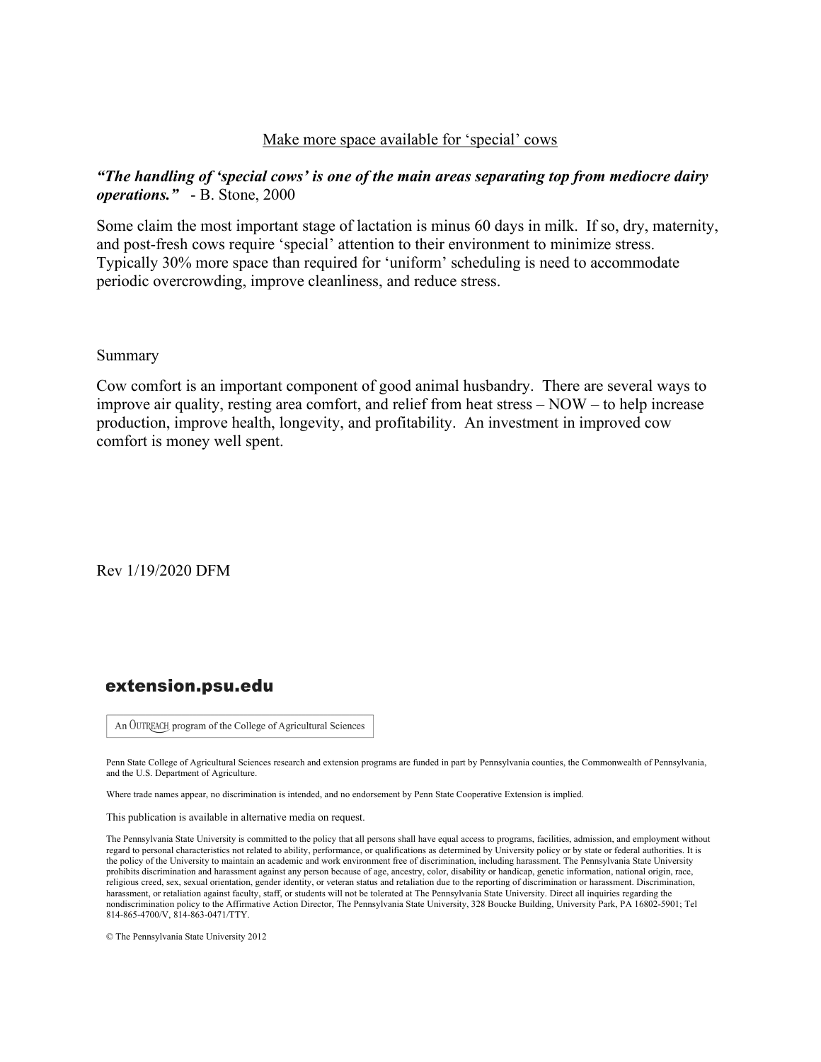## Make more space available for 'special' cows

***"The handling of 'special cows' is one of the main areas separating top from mediocre dairy operations."*** - B. Stone, 2000

Some claim the most important stage of lactation is minus 60 days in milk. If so, dry, maternity, and post-fresh cows require 'special' attention to their environment to minimize stress. Typically 30% more space than required for 'uniform' scheduling is need to accommodate periodic overcrowding, improve cleanliness, and reduce stress.

## Summary

Cow comfort is an important component of good animal husbandry. There are several ways to improve air quality, resting area comfort, and relief from heat stress – NOW – to help increase production, improve health, longevity, and profitability. An investment in improved cow comfort is money well spent.

Rev 1/19/2020 DFM

**extension.psu.edu**

An OUTREACH program of the College of Agricultural Sciences

Penn State College of Agricultural Sciences research and extension programs are funded in part by Pennsylvania counties, the Commonwealth of Pennsylvania, and the U.S. Department of Agriculture.

Where trade names appear, no discrimination is intended, and no endorsement by Penn State Cooperative Extension is implied.

This publication is available in alternative media on request.

The Pennsylvania State University is committed to the policy that all persons shall have equal access to programs, facilities, admission, and employment without regard to personal characteristics not related to ability, performance, or qualifications as determined by University policy or by state or federal authorities. It is the policy of the University to maintain an academic and work environment free of discrimination, including harassment. The Pennsylvania State University prohibits discrimination and harassment against any person because of age, ancestry, color, disability or handicap, genetic information, national origin, race, religious creed, sex, sexual orientation, gender identity, or veteran status and retaliation due to the reporting of discrimination or harassment. Discrimination, harassment, or retaliation against faculty, staff, or students will not be tolerated at The Pennsylvania State University. Direct all inquiries regarding the nondiscrimination policy to the Affirmative Action Director, The Pennsylvania State University, 328 Boucke Building, University Park, PA 16802-5901; Tel 814-865-4700/V, 814-863-0471/TTY.

© The Pennsylvania State University 2012